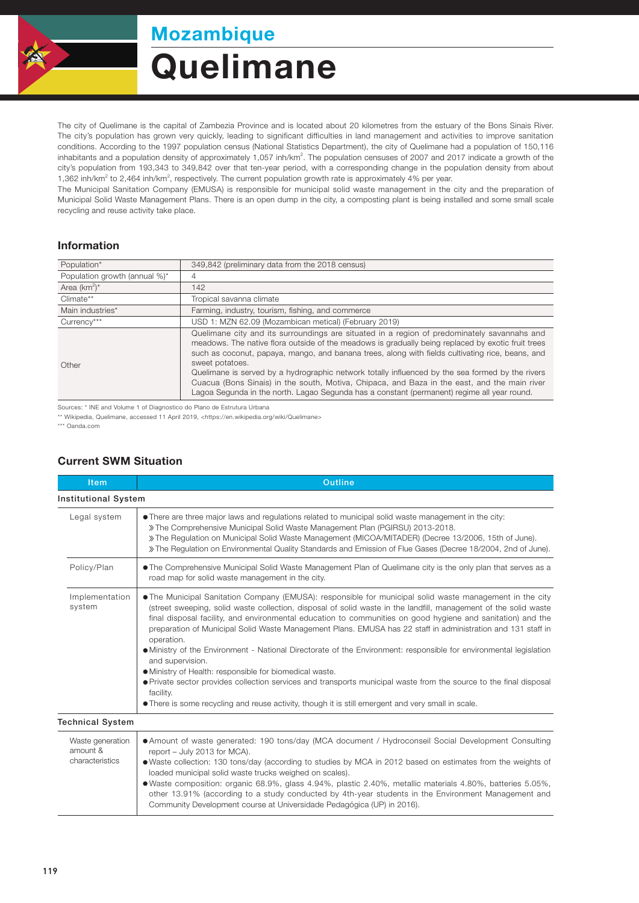# Mozambique

# Quelimane

The city of Quelimane is the capital of Zambezia Province and is located about 20 kilometres from the estuary of the Bons Sinais River. The city's population has grown very quickly, leading to significant difficulties in land management and activities to improve sanitation conditions. According to the 1997 population census (National Statistics Department), the city of Quelimane had a population of 150,116 inhabitants and a population density of approximately 1,057 inh/km$^2$. The population censuses of 2007 and 2017 indicate a growth of the city's population from 193,343 to 349,842 over that ten-year period, with a corresponding change in the population density from about 1,362 inh/km$^2$ to 2,464 inh/km$^2$, respectively. The current population growth rate is approximately 4% per year.

The Municipal Sanitation Company (EMUSA) is responsible for municipal solid waste management in the city and the preparation of Municipal Solid Waste Management Plans. There is an open dump in the city, a composting plant is being installed and some small scale recycling and reuse activity take place.

## Information

| | |
|---|---|
| Population* | 349,842 (preliminary data from the 2018 census) |
| Population growth (annual %)* | 4 |
| Area (km$^2$)* | 142 |
| Climate** | Tropical savanna climate |
| Main industries* | Farming, industry, tourism, fishing, and commerce |
| Currency*** | USD 1: MZN 62.09 (Mozambican metical) (February 2019) |
| Other | Quelimane city and its surroundings are situated in a region of predominately savannahs and meadows. The native flora outside of the meadows is gradually being replaced by exotic fruit trees such as coconut, papaya, mango, and banana trees, along with fields cultivating rice, beans, and sweet potatoes.<br>Quelimane is served by a hydrographic network totally influenced by the sea formed by the rivers Cuacua (Bons Sinais) in the south, Motiva, Chipaca, and Baza in the east, and the main river Lagoa Segunda in the north. Lagao Segunda has a constant (permanent) regime all year round. |

Sources: * INE and Volume 1 of Diagnostico do Plano de Estrutura Urbana
** Wikipedia, Quelimane, accessed 11 April 2019, <https://en.wikipedia.org/wiki/Quelimane>
*** Oanda.com

## Current SWM Situation

| Item | Outline |
|---|---|
| **Institutional System** | |
| Legal system | ● There are three major laws and regulations related to municipal solid waste management in the city:<br>» The Comprehensive Municipal Solid Waste Management Plan (PGIRSU) 2013-2018.<br>» The Regulation on Municipal Solid Waste Management (MICOA/MITADER) (Decree 13/2006, 15th of June).<br>» The Regulation on Environmental Quality Standards and Emission of Flue Gases (Decree 18/2004, 2nd of June). |
| Policy/Plan | ● The Comprehensive Municipal Solid Waste Management Plan of Quelimane city is the only plan that serves as a road map for solid waste management in the city. |
| Implementation system | ● The Municipal Sanitation Company (EMUSA): responsible for municipal solid waste management in the city (street sweeping, solid waste collection, disposal of solid waste in the landfill, management of the solid waste final disposal facility, and environmental education to communities on good hygiene and sanitation) and the preparation of Municipal Solid Waste Management Plans. EMUSA has 22 staff in administration and 131 staff in operation.<br>● Ministry of the Environment - National Directorate of the Environment: responsible for environmental legislation and supervision.<br>● Ministry of Health: responsible for biomedical waste.<br>● Private sector provides collection services and transports municipal waste from the source to the final disposal facility.<br>● There is some recycling and reuse activity, though it is still emergent and very small in scale. |
| **Technical System** | |
| Waste generation amount & characteristics | ● Amount of waste generated: 190 tons/day (MCA document / Hydroconseil Social Development Consulting report – July 2013 for MCA).<br>● Waste collection: 130 tons/day (according to studies by MCA in 2012 based on estimates from the weights of loaded municipal solid waste trucks weighed on scales).<br>● Waste composition: organic 68.9%, glass 4.94%, plastic 2.40%, metallic materials 4.80%, batteries 5.05%, other 13.91% (according to a study conducted by 4th-year students in the Environment Management and Community Development course at Universidade Pedagógica (UP) in 2016). |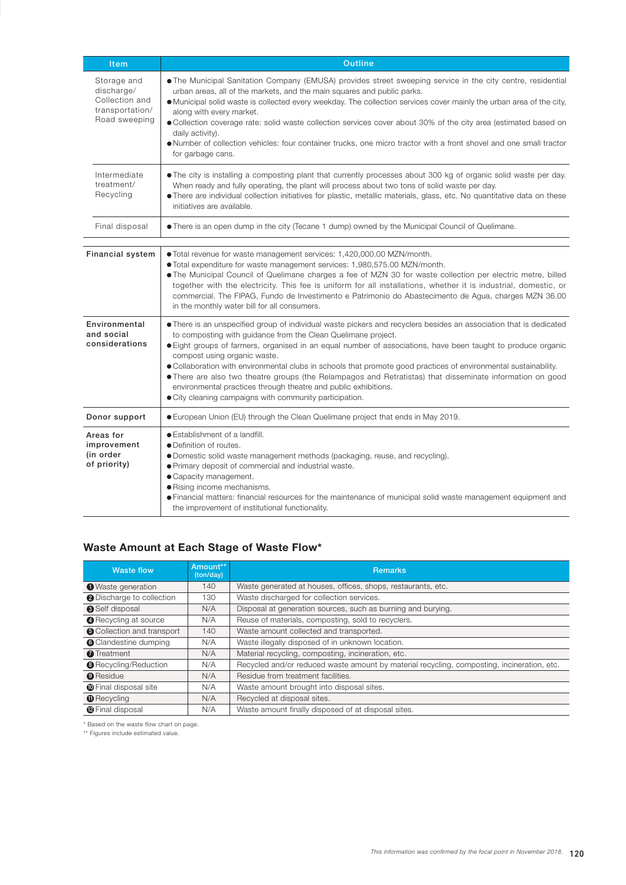| Item | Outline |
|---|---|
| Storage and discharge/ Collection and transportation/ Road sweeping | ● The Municipal Sanitation Company (EMUSA) provides street sweeping service in the city centre, residential urban areas, all of the markets, and the main squares and public parks.<br>● Municipal solid waste is collected every weekday. The collection services cover mainly the urban area of the city, along with every market.<br>● Collection coverage rate: solid waste collection services cover about 30% of the city area (estimated based on daily activity).<br>● Number of collection vehicles: four container trucks, one micro tractor with a front shovel and one small tractor for garbage cans. |
| Intermediate treatment/ Recycling | ● The city is installing a composting plant that currently processes about 300 kg of organic solid waste per day. When ready and fully operating, the plant will process about two tons of solid waste per day.<br>● There are individual collection initiatives for plastic, metallic materials, glass, etc. No quantitative data on these initiatives are available. |
| Final disposal | ● There is an open dump in the city (Tecane 1 dump) owned by the Municipal Council of Quelimane. |
| **Financial system** | ● Total revenue for waste management services: 1,420,000.00 MZN/month.<br>● Total expenditure for waste management services: 1,980,575.00 MZN/month.<br>● The Municipal Council of Quelimane charges a fee of MZN 30 for waste collection per electric metre, billed together with the electricity. This fee is uniform for all installations, whether it is industrial, domestic, or commercial. The FIPAG, Fundo de Investimento e Patrimonio do Abastecimento de Agua, charges MZN 36.00 in the monthly water bill for all consumers. |
| **Environmental and social considerations** | ● There is an unspecified group of individual waste pickers and recyclers besides an association that is dedicated to composting with guidance from the Clean Quelimane project.<br>● Eight groups of farmers, organised in an equal number of associations, have been taught to produce organic compost using organic waste.<br>● Collaboration with environmental clubs in schools that promote good practices of environmental sustainability.<br>● There are also two theatre groups (the Relampagos and Retratistas) that disseminate information on good environmental practices through theatre and public exhibitions.<br>● City cleaning campaigns with community participation. |
| **Donor support** | ● European Union (EU) through the Clean Quelimane project that ends in May 2019. |
| **Areas for improvement (in order of priority)** | ● Establishment of a landfill.<br>● Definition of routes.<br>● Domestic solid waste management methods (packaging, reuse, and recycling).<br>● Primary deposit of commercial and industrial waste.<br>● Capacity management.<br>● Rising income mechanisms.<br>● Financial matters: financial resources for the maintenance of municipal solid waste management equipment and the improvement of institutional functionality. |

## Waste Amount at Each Stage of Waste Flow*

| Waste flow | Amount** (ton/day) | Remarks |
|---|---|---|
| ❶ Waste generation | 140 | Waste generated at houses, offices, shops, restaurants, etc. |
| ❷ Discharge to collection | 130 | Waste discharged for collection services. |
| ❸ Self disposal | N/A | Disposal at generation sources, such as burning and burying. |
| ❹ Recycling at source | N/A | Reuse of materials, composting, sold to recyclers. |
| ❺ Collection and transport | 140 | Waste amount collected and transported. |
| ❻ Clandestine dumping | N/A | Waste illegally disposed of in unknown location. |
| ❼ Treatment | N/A | Material recycling, composting, incineration, etc. |
| ❽ Recycling/Reduction | N/A | Recycled and/or reduced waste amount by material recycling, composting, incineration, etc. |
| ❾ Residue | N/A | Residue from treatment facilities. |
| ❿ Final disposal site | N/A | Waste amount brought into disposal sites. |
| ⓫ Recycling | N/A | Recycled at disposal sites. |
| ⓬ Final disposal | N/A | Waste amount finally disposed of at disposal sites. |

\* Based on the waste flow chart on page.
\*\* Figures include estimated value.

*This information was confirmed by the focal point in November 2018.*